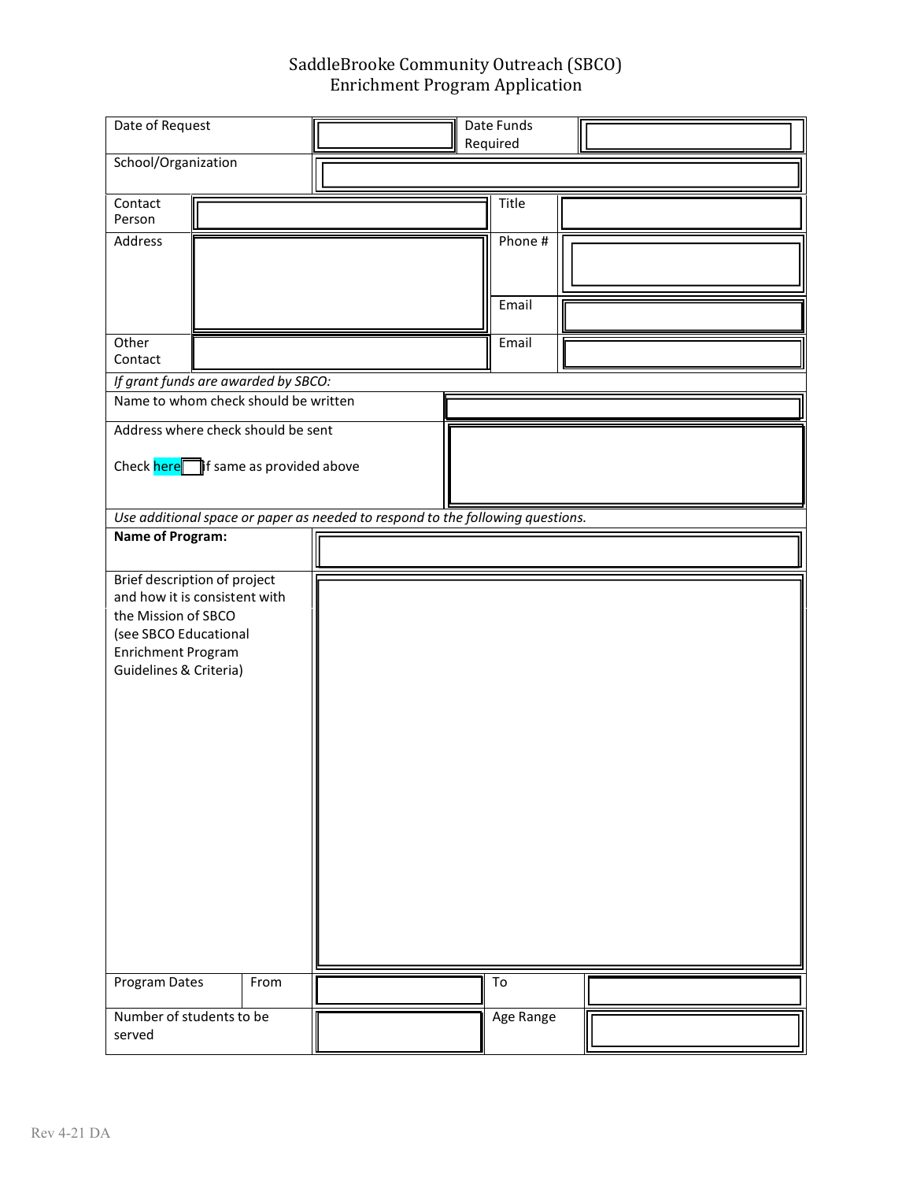# SaddleBrooke Community Outreach (SBCO)
## Enrichment Program Application

| Date of Request | | Date Funds Required | |
|---|---|---|---|
| School/Organization | | | |
| Contact Person | | Title | |
| Address | | Phone # | |
| | | Email | |
| Other Contact | | Email | |

*If grant funds are awarded by SBCO:*

| Name to whom check should be written | |
|---|---|
| Address where check should be sent<br><br>Check here ☐ if same as provided above | |

*Use additional space or paper as needed to respond to the following questions.*

| **Name of Program:** | | | |
|---|---|---|---|
| Brief description of project and how it is consistent with the Mission of SBCO (see SBCO Educational Enrichment Program Guidelines & Criteria) | | | |
| Program Dates From | | To | |
| Number of students to be served | | Age Range | |

Rev 4-21 DA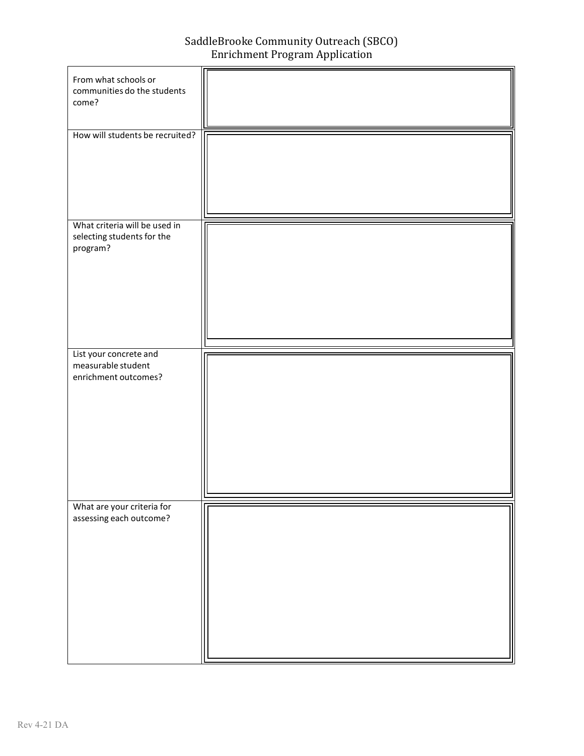# SaddleBrooke Community Outreach (SBCO)
## Enrichment Program Application

| | |
|---|---|
| From what schools or communities do the students come? | |
| How will students be recruited? | |
| What criteria will be used in selecting students for the program? | |
| List your concrete and measurable student enrichment outcomes? | |
| What are your criteria for assessing each outcome? | |

Rev 4-21 DA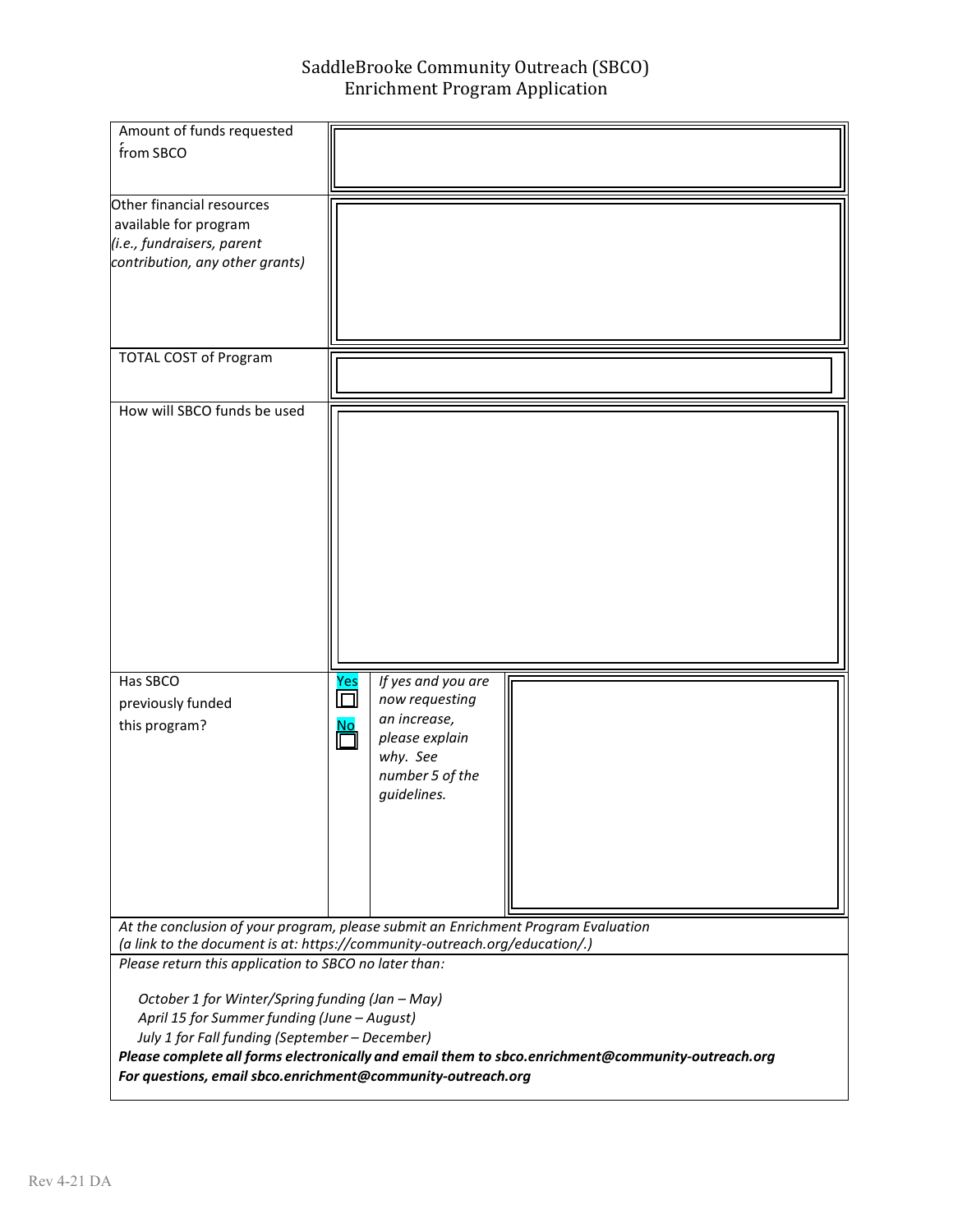# SaddleBrooke Community Outreach (SBCO)
## Enrichment Program Application

| | | | |
|---|---|---|---|
| Amount of funds requested from SBCO | | | |
| Other financial resources available for program *(i.e., fundraisers, parent contribution, any other grants)* | | | |
| TOTAL COST of Program | | | |
| How will SBCO funds be used | | | |
| Has SBCO previously funded this program? | Yes ☐ No ☐ | *If yes and you are now requesting an increase, please explain why. See number 5 of the guidelines.* | |

*At the conclusion of your program, please submit an Enrichment Program Evaluation (a link to the document is at: https://community-outreach.org/education/.)*

*Please return this application to SBCO no later than:*

*October 1 for Winter/Spring funding (Jan – May)*
*April 15 for Summer funding (June – August)*
*July 1 for Fall funding (September – December)*

***Please complete all forms electronically and email them to sbco.enrichment@community-outreach.org***
***For questions, email sbco.enrichment@community-outreach.org***

Rev 4-21 DA